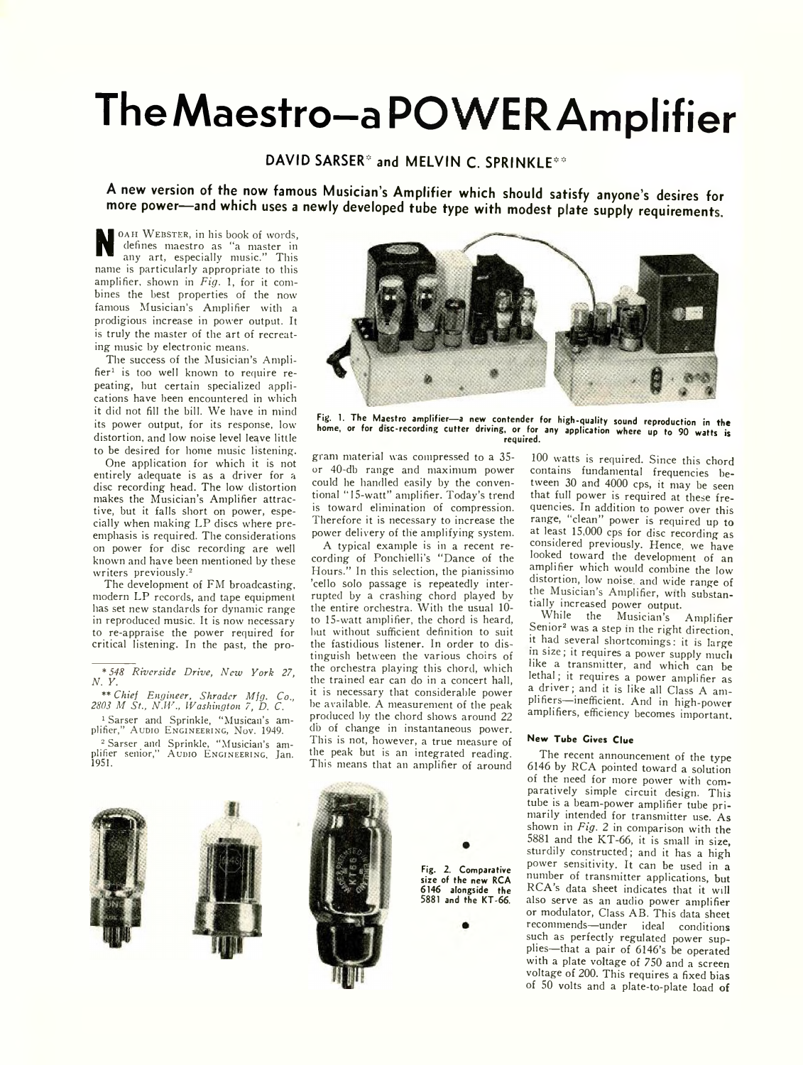# The Maestro—a POWER Amplifier

**DAVID SARSER[*] and MELVIN C. SPRINKLE[**]**

**A new version of the now famous Musician's Amplifier which should satisfy anyone's desires for more power—and which uses a newly developed tube type with modest plate supply requirements.**

NOAH WEBSTER, in his book of words, defines maestro as "a master in any art, especially music." This name is particularly appropriate to this amplifier, shown in *Fig.* 1, for it combines the best properties of the now famous Musician's Amplifier with a prodigious increase in power output. It is truly the master of the art of recreating music by electronic means.

The success of the Musician's Amplifier[1] is too well known to require repeating, but certain specialized applications have been encountered in which it did not fill the bill. We have in mind its power output, for its response, low distortion, and low noise level leave little to be desired for home music listening.

One application for which it is not entirely adequate is as a driver for a disc recording head. The low distortion makes the Musician's Amplifier attractive, but it falls short on power, especially when making LP discs where preemphasis is required. The considerations on power for disc recording are well known and have been mentioned by these writers previously.[2]

The development of FM broadcasting, modern LP records, and tape equipment has set new standards for dynamic range in reproduced music. It is now necessary to re-appraise the power required for critical listening. In the past, the program material was compressed to a 35- or 40-db range and maximum power could be handled easily by the conventional "15-watt" amplifier. Today's trend is toward elimination of compression. Therefore it is necessary to increase the power delivery of the amplifying system.

A typical example is in a recent recording of Ponchielli's "Dance of the Hours." In this selection, the pianissimo 'cello solo passage is repeatedly interrupted by a crashing chord played by the entire orchestra. With the usual 10- to 15-watt amplifier, the chord is heard, but without sufficient definition to suit the fastidious listener. In order to distinguish between the various choirs of the orchestra playing this chord, which the trained ear can do in a concert hall, it is necessary that considerable power be available. A measurement of the peak produced by the chord shows around 22 db of change in instantaneous power. This is not, however, a true measure of the peak but is an integrated reading. This means that an amplifier of around 100 watts is required. Since this chord contains fundamental frequencies between 30 and 4000 cps, it may be seen that full power is required at these frequencies. In addition to power over this range, "clean" power is required up to at least 15,000 cps for disc recording as considered previously. Hence, we have looked toward the development of an amplifier which would combine the low distortion, low noise, and wide range of the Musician's Amplifier, with substantially increased power output.

While the Musician's Amplifier Senior[2] was a step in the right direction, it had several shortcomings: it is large in size; it requires a power supply much like a transmitter, and which can be lethal; it requires a power amplifier as a driver; and it is like all Class A amplifiers—inefficient. And in high-power amplifiers, efficiency becomes important.

Fig. 1. The Maestro amplifier—a new contender for high-quality sound reproduction in the home, or for disc-recording cutter driving, or for any application where up to 90 watts is required.

### New Tube Gives Clue

The recent announcement of the type 6146 by RCA pointed toward a solution of the need for more power with comparatively simple circuit design. This tube is a beam-power amplifier tube primarily intended for transmitter use. As shown in *Fig. 2* in comparison with the 5881 and the KT-66, it is small in size, sturdily constructed; and it has a high power sensitivity. It can be used in a number of transmitter applications, but RCA's data sheet indicates that it will also serve as an audio power amplifier or modulator, Class AB. This data sheet recommends—under ideal conditions such as perfectly regulated power supplies—that a pair of 6146's be operated with a plate voltage of 750 and a screen voltage of 200. This requires a fixed bias of 50 volts and a plate-to-plate load of

Fig. 2. Comparative size of the new RCA 6146 alongside the 5881 and the KT-66.

---

[*] *548 Riverside Drive, New York 27, N. Y.*

[**] *Chief Engineer, Shrader Mfg. Co., 2803 M St., N.W., Washington 7, D. C.*

[1] Sarser and Sprinkle, "Musican's amplifier," AUDIO ENGINEERING, Nov. 1949.

[2] Sarser and Sprinkle, "Musician's amplifier senior," AUDIO ENGINEERING, Jan. 1951.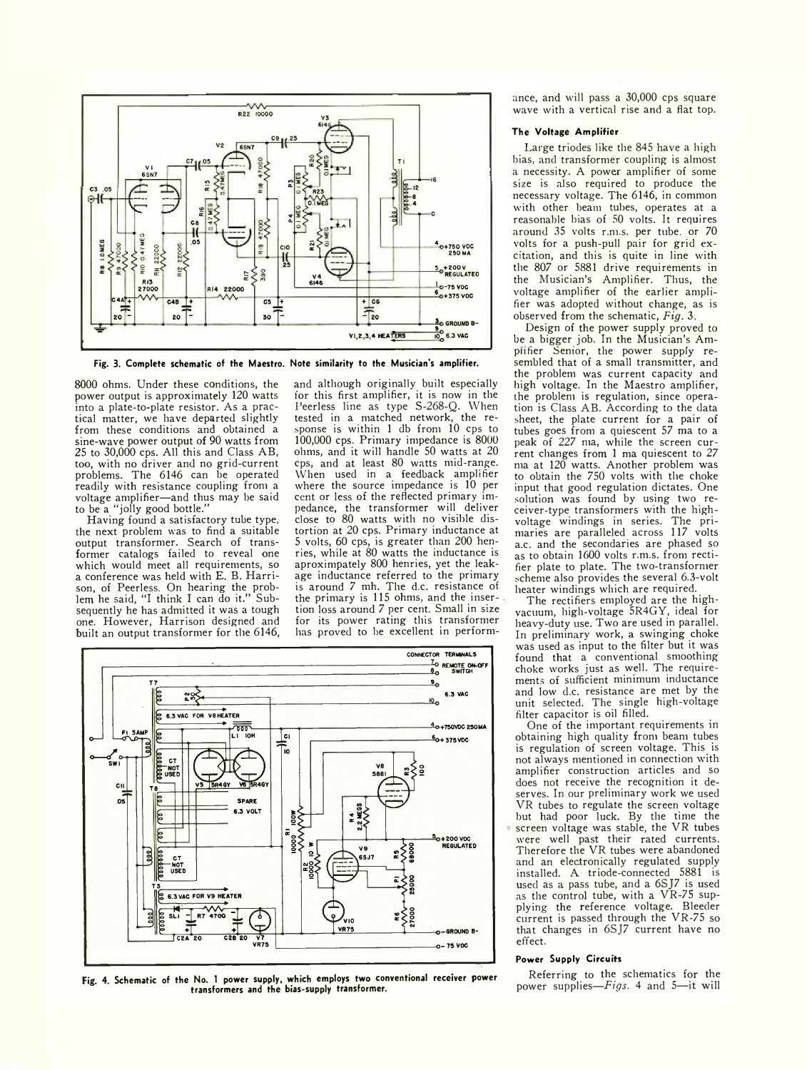Fig. 3. Complete schematic of the Maestro. Note similarity to the Musician's amplifier.

8000 ohms. Under these conditions, the power output is approximately 120 watts into a plate-to-plate resistor. As a practical matter, we have departed slightly from these conditions and obtained a sine-wave power output of 90 watts from 25 to 30,000 cps. All this and Class AB, too, with no driver and no grid-current problems. The 6146 can be operated readily with resistance coupling from a voltage amplifier—and thus may be said to be a "jolly good bottle."

Having found a satisfactory tube type, the next problem was to find a suitable output transformer. Search of transformer catalogs failed to reveal one which would meet all requirements, so a conference was held with E. B. Harrison, of Peerless. On hearing the problem he said, "I think I can do it." Subsequently he has admitted it was a tough one. However, Harrison designed and built an output transformer for the 6146, and although originally built especially for this first amplifier, it is now in the Peerless line as type S-268-Q. When tested in a matched network, the response is within 1 db from 10 cps to 100,000 cps. Primary impedance is 8000 ohms, and it will handle 50 watts at 20 cps, and at least 80 watts mid-range. When used in a feedback amplifier where the source impedance is 10 per cent or less of the reflected primary impedance, the transformer will deliver close to 80 watts with no visible distortion at 20 cps. Primary inductance at 5 volts, 60 cps, is greater than 200 henries, while at 80 watts the inductance is aproximpately 800 henries, yet the leakage inductance referred to the primary is around 7 mh. The d.c. resistance of the primary is 115 ohms, and the insertion loss around 7 per cent. Small in size for its power rating this transformer has proved to be excellent in performance, and will pass a 30,000 cps square wave with a vertical rise and a flat top.

### The Voltage Amplifier

Large triodes like the 845 have a high bias, and transformer coupling is almost a necessity. A power amplifier of some size is also required to produce the necessary voltage. The 6146, in common with other beam tubes, operates at a reasonable bias of 50 volts. It requires around 35 volts r.m.s. per tube, or 70 volts for a push-pull pair for grid excitation, and this is quite in line with the 807 or 5881 drive requirements in the Musician's Amplifier. Thus, the voltage amplifier of the earlier amplifier was adopted without change, as is observed from the schematic, *Fig. 3.*

Design of the power supply proved to be a bigger job. In the Musician's Amplifier Senior, the power supply resembled that of a small transmitter, and the problem was current capacity and high voltage. In the Maestro amplifier, the problem is regulation, since operation is Class AB. According to the data sheet, the plate current for a pair of tubes goes from a quiescent 57 ma to a peak of 227 ma, while the screen current changes from 1 ma quiescent to 27 ma at 120 watts. Another problem was to obtain the 750 volts with the choke input that good regulation dictates. One solution was found by using two receiver-type transformers with the high-voltage windings in series. The primaries are paralleled across 117 volts a.c. and the secondaries are phased so as to obtain 1600 volts r.m.s. from rectifier plate to plate. The two-transformer scheme also provides the several 6.3-volt heater windings which are required.

The rectifiers employed are the high-vacuum, high-voltage 5R4GY, ideal for heavy-duty use. Two are used in parallel. In preliminary work, a swinging choke was used as input to the filter but it was found that a conventional smoothing choke works just as well. The requirements of sufficient minimum inductance and low d.c. resistance are met by the unit selected. The single high-voltage filter capacitor is oil filled.

One of the important requirements in obtaining high quality from beam tubes is regulation of screen voltage. This is not always mentioned in connection with amplifier construction articles and so does not receive the recognition it deserves. In our preliminary work we used VR tubes to regulate the screen voltage but had poor luck. By the time the screen voltage was stable, the VR tubes were well past their rated currents. Therefore the VR tubes were abandoned and an electronically regulated supply installed. A triode-connected 5881 is used as a pass tube, and a 6SJ7 is used as the control tube, with a VR-75 supplying the reference voltage. Bleeder current is passed through the VR-75 so that changes in 6SJ7 current have no effect.

Fig. 4. Schematic of the No. 1 power supply, which employs two conventional receiver power transformers and the bias-supply transformer.

### Power Supply Circuits

Referring to the schematics for the power supplies—*Figs.* 4 and 5—it will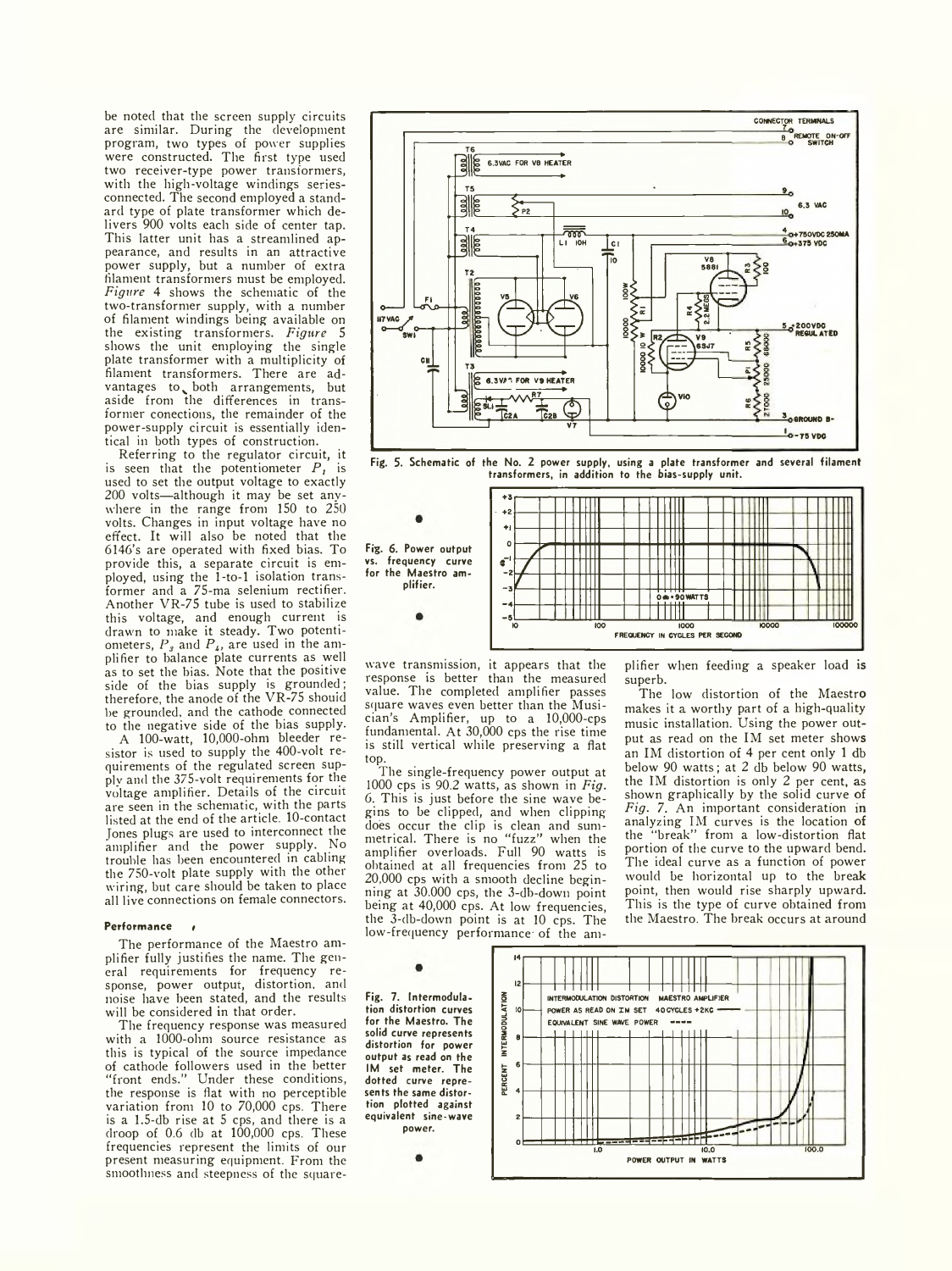be noted that the screen supply circuits are similar. During the development program, two types of power supplies were constructed. The first type used two receiver-type power transformers, with the high-voltage windings series-connected. The second employed a standard type of plate transformer which delivers 900 volts each side of center tap. This latter unit has a streamlined appearance, and results in an attractive power supply, but a number of extra filament transformers must be employed. *Figure* 4 shows the schematic of the two-transformer supply, with a number of filament windings being available on the existing transformers. *Figure* 5 shows the unit employing the single plate transformer with a multiplicity of filament transformers. There are advantages to both arrangements, but aside from the differences in transformer conections, the remainder of the power-supply circuit is essentially identical in both types of construction.

Referring to the regulator circuit, it is seen that the potentiometer $P_1$ is used to set the output voltage to exactly 200 volts—although it may be set anywhere in the range from 150 to 250 volts. Changes in input voltage have no effect. It will also be noted that the 6146's are operated with fixed bias. To provide this, a separate circuit is employed, using the 1-to-1 isolation transformer and a 75-ma selenium rectifier. Another VR-75 tube is used to stabilize this voltage, and enough current is drawn to make it steady. Two potentiometers, $P_3$ and $P_4$, are used in the amplifier to balance plate currents as well as to set the bias. Note that the positive side of the bias supply is grounded; therefore, the anode of the VR-75 should be grounded, and the cathode connected to the negative side of the bias supply.

A 100-watt, 10,000-ohm bleeder resistor is used to supply the 400-volt requirements of the regulated screen supply and the 375-volt requirements for the voltage amplifier. Details of the circuit are seen in the schematic, with the parts listed at the end of the article. 10-contact Jones plugs are used to interconnect the amplifier and the power supply. No trouble has been encountered in cabling the 750-volt plate supply with the other wiring, but care should be taken to place all live connections on female connectors.

### Performance

The performance of the Maestro amplifier fully justifies the name. The general requirements for frequency response, power output, distortion, and noise have been stated, and the results will be considered in that order.

The frequency response was measured with a 1000-ohm source resistance as this is typical of the source impedance of cathode followers used in the better "front ends." Under these conditions, the response is flat with no perceptible variation from 10 to 70,000 cps. There is a 1.5-db rise at 5 cps, and there is a droop of 0.6 db at 100,000 cps. These frequencies represent the limits of our present measuring equipment. From the smoothness and steepness of the square-wave transmission, it appears that the response is better than the measured value. The completed amplifier passes square waves even better than the Musician's Amplifier, up to a 10,000-cps fundamental. At 30,000 cps the rise time is still vertical while preserving a flat top.

The single-frequency power output at 1000 cps is 90.2 watts, as shown in *Fig.* 6. This is just before the sine wave begins to be clipped, and when clipping does occur the clip is clean and symmetrical. There is no "fuzz" when the amplifier overloads. Full 90 watts is obtained at all frequencies from 25 to 20,000 cps with a smooth decline beginning at 30,000 cps, the 3-db-down point being at 40,000 cps. At low frequencies, the 3-db-down point is at 10 cps. The low-frequency performance of the amplifier when feeding a speaker load is superb.

The low distortion of the Maestro makes it a worthy part of a high-quality music installation. Using the power output as read on the IM set meter shows an IM distortion of 4 per cent only 1 db below 90 watts; at 2 db below 90 watts, the IM distortion is only 2 per cent, as shown graphically by the solid curve of *Fig.* 7. An important consideration in analyzing IM curves is the location of the "break" from a low-distortion flat portion of the curve to the upward bend. The ideal curve as a function of power would be horizontal up to the break point, then would rise sharply upward. This is the type of curve obtained from the Maestro. The break occurs at around

CONNECTOR TERMINALS
7
8 REMOTE ON-OFF SWITCH
T6
6.3VAC FOR V8 HEATER
T5
P2
9
10 6.3 VAC
T4
L1 10H
C1 10
4 +750VDC 250MA
6 +375 VDC
T2
V5
V6
V8 5881
R3 100
R4 2.2 MEG
117VAC
F1
SW1
R1 100W 10000
R2 10000 10 W
V9 6SJ7
5 +200VDC REGULATED
C11
T3
6.3VAC FOR V9 HEATER
SL1
R7
C2A
C2B
V7
V10
R5 68000
P1 25000
R6 27000
3 GROUND B-
1 -75 VDC

Fig. 5. Schematic of the No. 2 power supply, using a plate transformer and several filament transformers, in addition to the bias-supply unit.

+3
+2
+1
0
-1
-2
-3
-4
-5
db
0 db = 90 WATTS
10
100
1000
10000
100000
FREQUENCY IN CYCLES PER SECOND

Fig. 6. Power output vs. frequency curve for the Maestro amplifier.

14
12
10
8
6
4
2
0
PERCENT INTERMODULATION
INTERMODULATION DISTORTION MAESTRO AMPLIFIER
POWER AS READ ON IM SET 40 CYCLES + 2KC
EQUIVALENT SINE WAVE POWER
1.0
10.0
100.0
POWER OUTPUT IN WATTS

Fig. 7. Intermodulation distortion curves for the Maestro. The solid curve represents distortion for power output as read on the IM set meter. The dotted curve represents the same distortion plotted against equivalent sine-wave power.